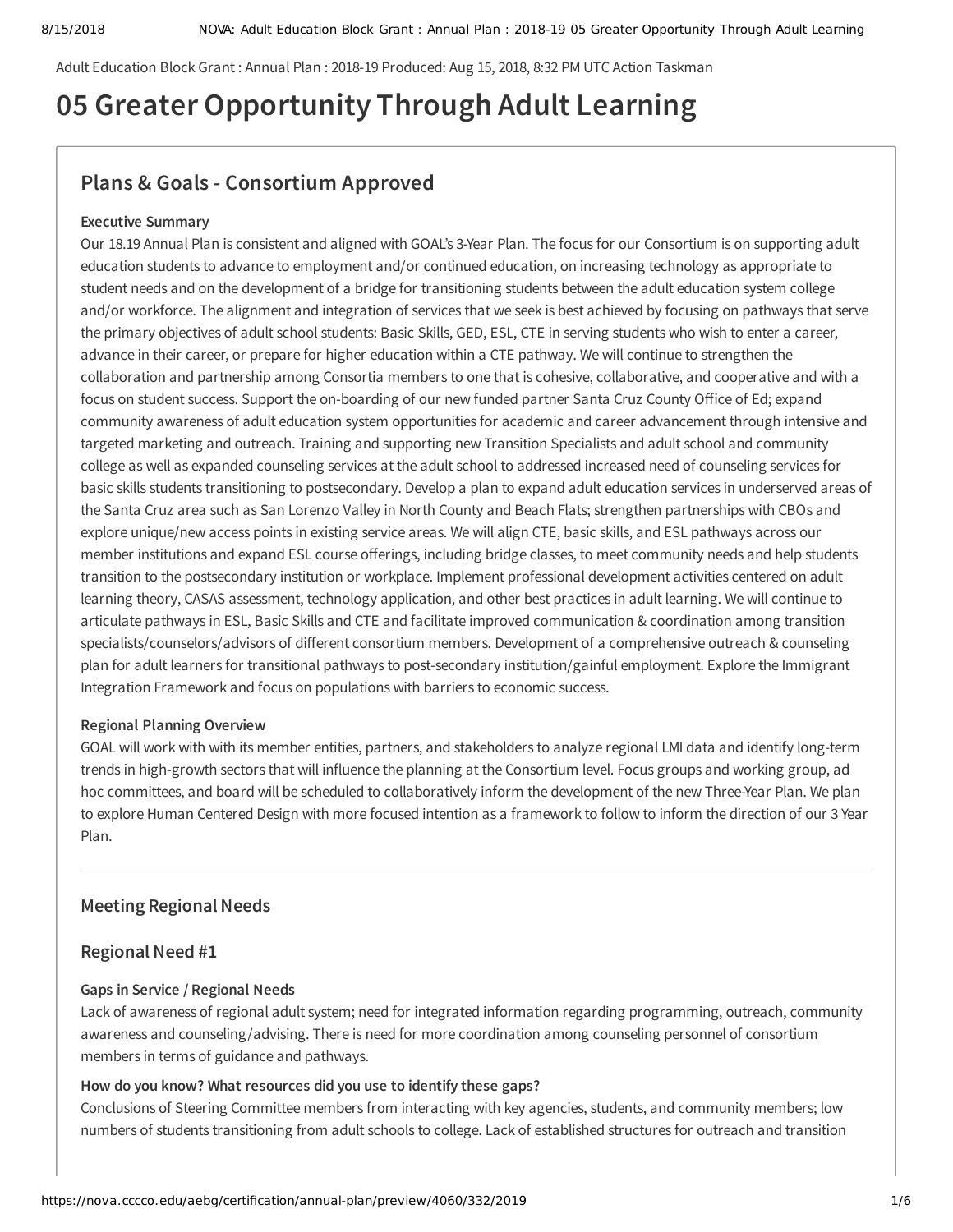Adult Education Block Grant : Annual Plan : 2018-19 Produced: Aug 15, 2018, 8:32 PM UTC Action Taskman

# 05 Greater Opportunity Through Adult Learning

## Plans & Goals - Consortium Approved

**Executive Summary**

Our 18.19 Annual Plan is consistent and aligned with GOAL's 3-Year Plan. The focus for our Consortium is on supporting adult education students to advance to employment and/or continued education, on increasing technology as appropriate to student needs and on the development of a bridge for transitioning students between the adult education system college and/or workforce. The alignment and integration of services that we seek is best achieved by focusing on pathways that serve the primary objectives of adult school students: Basic Skills, GED, ESL, CTE in serving students who wish to enter a career, advance in their career, or prepare for higher education within a CTE pathway. We will continue to strengthen the collaboration and partnership among Consortia members to one that is cohesive, collaborative, and cooperative and with a focus on student success. Support the on-boarding of our new funded partner Santa Cruz County Office of Ed; expand community awareness of adult education system opportunities for academic and career advancement through intensive and targeted marketing and outreach. Training and supporting new Transition Specialists and adult school and community college as well as expanded counseling services at the adult school to addressed increased need of counseling services for basic skills students transitioning to postsecondary. Develop a plan to expand adult education services in underserved areas of the Santa Cruz area such as San Lorenzo Valley in North County and Beach Flats; strengthen partnerships with CBOs and explore unique/new access points in existing service areas. We will align CTE, basic skills, and ESL pathways across our member institutions and expand ESL course offerings, including bridge classes, to meet community needs and help students transition to the postsecondary institution or workplace. Implement professional development activities centered on adult learning theory, CASAS assessment, technology application, and other best practices in adult learning. We will continue to articulate pathways in ESL, Basic Skills and CTE and facilitate improved communication & coordination among transition specialists/counselors/advisors of different consortium members. Development of a comprehensive outreach & counseling plan for adult learners for transitional pathways to post-secondary institution/gainful employment. Explore the Immigrant Integration Framework and focus on populations with barriers to economic success.

**Regional Planning Overview**

GOAL will work with with its member entities, partners, and stakeholders to analyze regional LMI data and identify long-term trends in high-growth sectors that will influence the planning at the Consortium level. Focus groups and working group, ad hoc committees, and board will be scheduled to collaboratively inform the development of the new Three-Year Plan. We plan to explore Human Centered Design with more focused intention as a framework to follow to inform the direction of our 3 Year Plan.

### Meeting Regional Needs

### Regional Need #1

**Gaps in Service / Regional Needs**

Lack of awareness of regional adult system; need for integrated information regarding programming, outreach, community awareness and counseling/advising. There is need for more coordination among counseling personnel of consortium members in terms of guidance and pathways.

**How do you know? What resources did you use to identify these gaps?**

Conclusions of Steering Committee members from interacting with key agencies, students, and community members; low numbers of students transitioning from adult schools to college. Lack of established structures for outreach and transition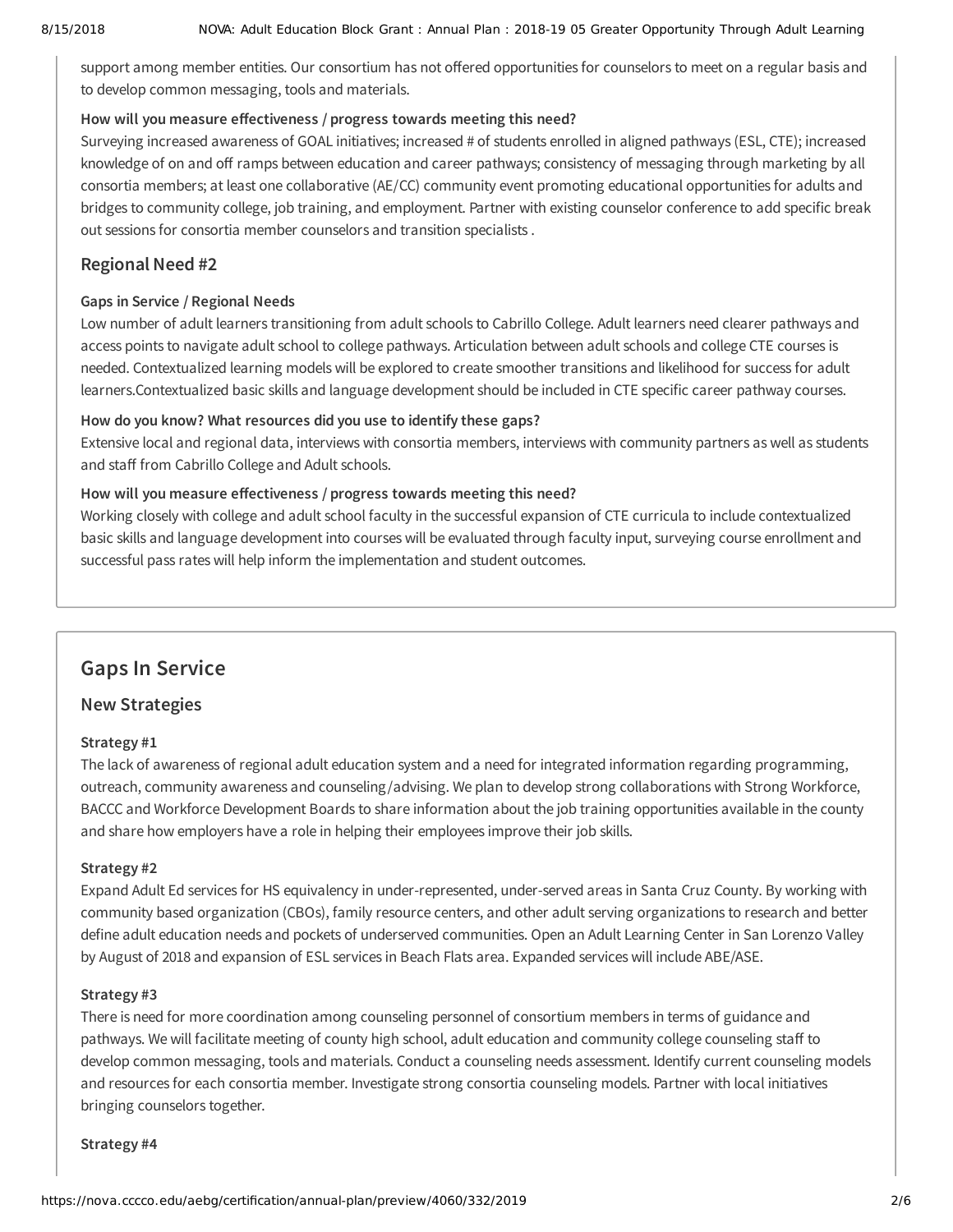support among member entities. Our consortium has not offered opportunities for counselors to meet on a regular basis and to develop common messaging, tools and materials.

**How will you measure effectiveness / progress towards meeting this need?**

Surveying increased awareness of GOAL initiatives; increased # of students enrolled in aligned pathways (ESL, CTE); increased knowledge of on and off ramps between education and career pathways; consistency of messaging through marketing by all consortia members; at least one collaborative (AE/CC) community event promoting educational opportunities for adults and bridges to community college, job training, and employment. Partner with existing counselor conference to add specific break out sessions for consortia member counselors and transition specialists .

### Regional Need #2

**Gaps in Service / Regional Needs**

Low number of adult learners transitioning from adult schools to Cabrillo College. Adult learners need clearer pathways and access points to navigate adult school to college pathways. Articulation between adult schools and college CTE courses is needed. Contextualized learning models will be explored to create smoother transitions and likelihood for success for adult learners.Contextualized basic skills and language development should be included in CTE specific career pathway courses.

**How do you know? What resources did you use to identify these gaps?**

Extensive local and regional data, interviews with consortia members, interviews with community partners as well as students and staff from Cabrillo College and Adult schools.

**How will you measure effectiveness / progress towards meeting this need?**

Working closely with college and adult school faculty in the successful expansion of CTE curricula to include contextualized basic skills and language development into courses will be evaluated through faculty input, surveying course enrollment and successful pass rates will help inform the implementation and student outcomes.

## Gaps In Service

### New Strategies

**Strategy #1**

The lack of awareness of regional adult education system and a need for integrated information regarding programming, outreach, community awareness and counseling/advising. We plan to develop strong collaborations with Strong Workforce, BACCC and Workforce Development Boards to share information about the job training opportunities available in the county and share how employers have a role in helping their employees improve their job skills.

**Strategy #2**

Expand Adult Ed services for HS equivalency in under-represented, under-served areas in Santa Cruz County. By working with community based organization (CBOs), family resource centers, and other adult serving organizations to research and better define adult education needs and pockets of underserved communities. Open an Adult Learning Center in San Lorenzo Valley by August of 2018 and expansion of ESL services in Beach Flats area. Expanded services will include ABE/ASE.

**Strategy #3**

There is need for more coordination among counseling personnel of consortium members in terms of guidance and pathways. We will facilitate meeting of county high school, adult education and community college counseling staff to develop common messaging, tools and materials. Conduct a counseling needs assessment. Identify current counseling models and resources for each consortia member. Investigate strong consortia counseling models. Partner with local initiatives bringing counselors together.

**Strategy #4**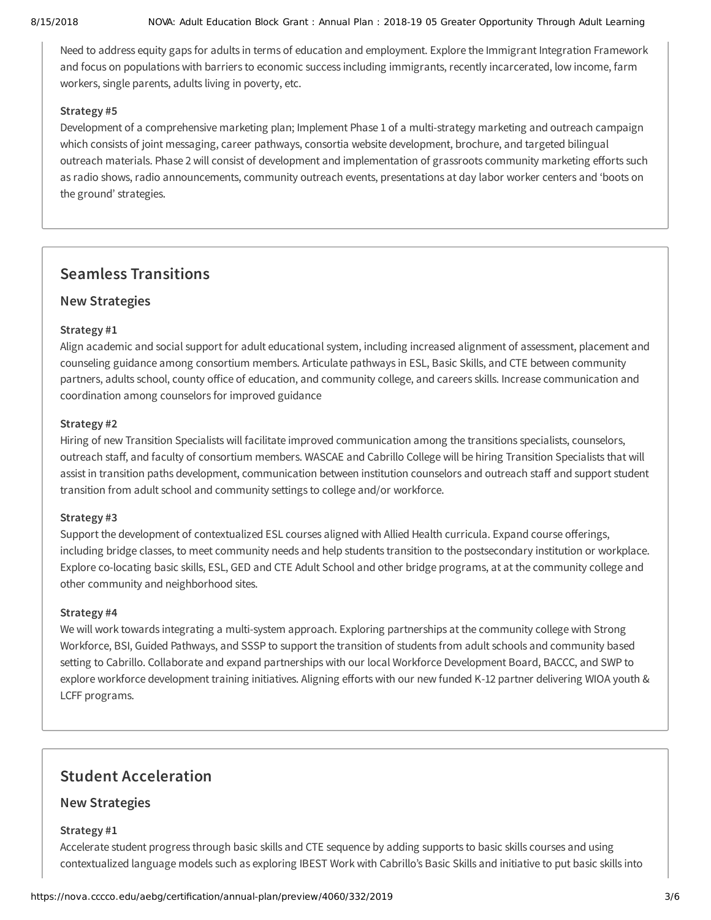Need to address equity gaps for adults in terms of education and employment. Explore the Immigrant Integration Framework and focus on populations with barriers to economic success including immigrants, recently incarcerated, low income, farm workers, single parents, adults living in poverty, etc.

**Strategy #5**

Development of a comprehensive marketing plan; Implement Phase 1 of a multi-strategy marketing and outreach campaign which consists of joint messaging, career pathways, consortia website development, brochure, and targeted bilingual outreach materials. Phase 2 will consist of development and implementation of grassroots community marketing efforts such as radio shows, radio announcements, community outreach events, presentations at day labor worker centers and 'boots on the ground' strategies.

## Seamless Transitions

### New Strategies

**Strategy #1**

Align academic and social support for adult educational system, including increased alignment of assessment, placement and counseling guidance among consortium members. Articulate pathways in ESL, Basic Skills, and CTE between community partners, adults school, county office of education, and community college, and careers skills. Increase communication and coordination among counselors for improved guidance

**Strategy #2**

Hiring of new Transition Specialists will facilitate improved communication among the transitions specialists, counselors, outreach staff, and faculty of consortium members. WASCAE and Cabrillo College will be hiring Transition Specialists that will assist in transition paths development, communication between institution counselors and outreach staff and support student transition from adult school and community settings to college and/or workforce.

**Strategy #3**

Support the development of contextualized ESL courses aligned with Allied Health curricula. Expand course offerings, including bridge classes, to meet community needs and help students transition to the postsecondary institution or workplace. Explore co-locating basic skills, ESL, GED and CTE Adult School and other bridge programs, at at the community college and other community and neighborhood sites.

**Strategy #4**

We will work towards integrating a multi-system approach. Exploring partnerships at the community college with Strong Workforce, BSI, Guided Pathways, and SSSP to support the transition of students from adult schools and community based setting to Cabrillo. Collaborate and expand partnerships with our local Workforce Development Board, BACCC, and SWP to explore workforce development training initiatives. Aligning efforts with our new funded K-12 partner delivering WIOA youth & LCFF programs.

## Student Acceleration

### New Strategies

**Strategy #1**

Accelerate student progress through basic skills and CTE sequence by adding supports to basic skills courses and using contextualized language models such as exploring IBEST Work with Cabrillo's Basic Skills and initiative to put basic skills into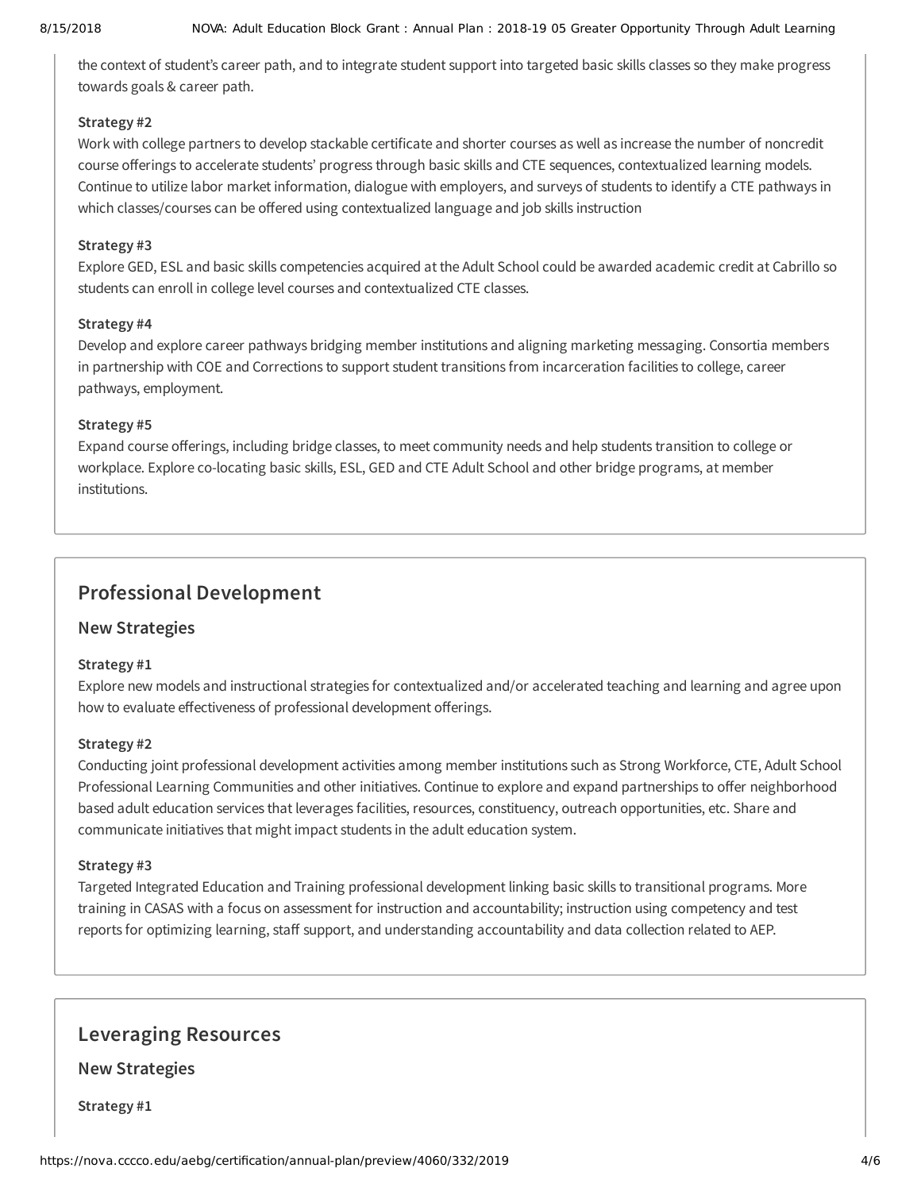the context of student's career path, and to integrate student support into targeted basic skills classes so they make progress towards goals & career path.

**Strategy #2**

Work with college partners to develop stackable certificate and shorter courses as well as increase the number of noncredit course offerings to accelerate students' progress through basic skills and CTE sequences, contextualized learning models. Continue to utilize labor market information, dialogue with employers, and surveys of students to identify a CTE pathways in which classes/courses can be offered using contextualized language and job skills instruction

**Strategy #3**

Explore GED, ESL and basic skills competencies acquired at the Adult School could be awarded academic credit at Cabrillo so students can enroll in college level courses and contextualized CTE classes.

**Strategy #4**

Develop and explore career pathways bridging member institutions and aligning marketing messaging. Consortia members in partnership with COE and Corrections to support student transitions from incarceration facilities to college, career pathways, employment.

**Strategy #5**

Expand course offerings, including bridge classes, to meet community needs and help students transition to college or workplace. Explore co-locating basic skills, ESL, GED and CTE Adult School and other bridge programs, at member institutions.

## Professional Development

### New Strategies

**Strategy #1**

Explore new models and instructional strategies for contextualized and/or accelerated teaching and learning and agree upon how to evaluate effectiveness of professional development offerings.

**Strategy #2**

Conducting joint professional development activities among member institutions such as Strong Workforce, CTE, Adult School Professional Learning Communities and other initiatives. Continue to explore and expand partnerships to offer neighborhood based adult education services that leverages facilities, resources, constituency, outreach opportunities, etc. Share and communicate initiatives that might impact students in the adult education system.

**Strategy #3**

Targeted Integrated Education and Training professional development linking basic skills to transitional programs. More training in CASAS with a focus on assessment for instruction and accountability; instruction using competency and test reports for optimizing learning, staff support, and understanding accountability and data collection related to AEP.

## Leveraging Resources

### New Strategies

**Strategy #1**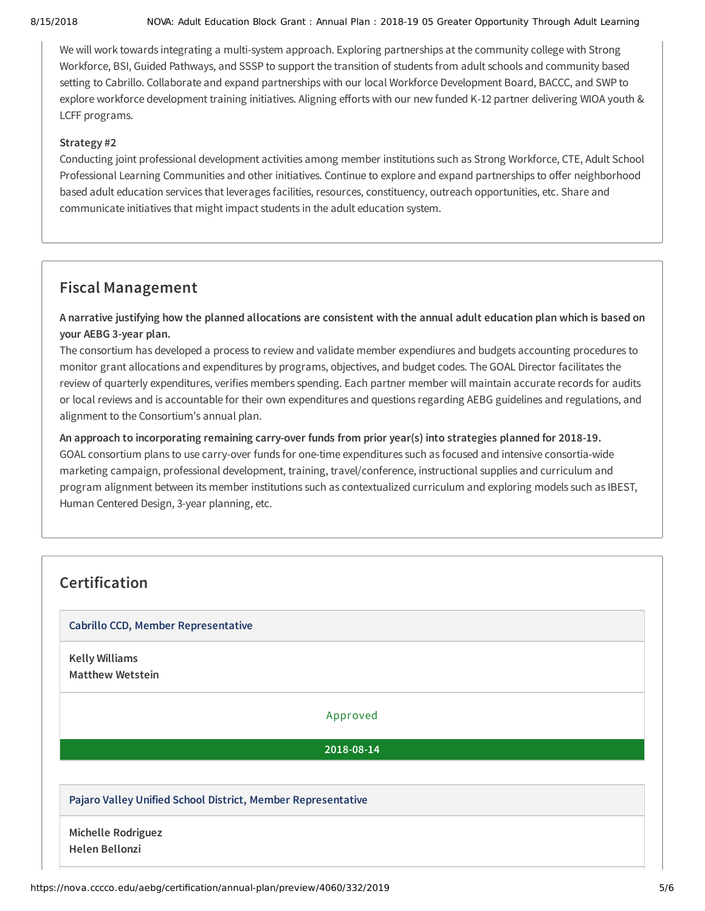We will work towards integrating a multi-system approach. Exploring partnerships at the community college with Strong Workforce, BSI, Guided Pathways, and SSSP to support the transition of students from adult schools and community based setting to Cabrillo. Collaborate and expand partnerships with our local Workforce Development Board, BACCC, and SWP to explore workforce development training initiatives. Aligning efforts with our new funded K-12 partner delivering WIOA youth & LCFF programs.

**Strategy #2**

Conducting joint professional development activities among member institutions such as Strong Workforce, CTE, Adult School Professional Learning Communities and other initiatives. Continue to explore and expand partnerships to offer neighborhood based adult education services that leverages facilities, resources, constituency, outreach opportunities, etc. Share and communicate initiatives that might impact students in the adult education system.

## Fiscal Management

**A narrative justifying how the planned allocations are consistent with the annual adult education plan which is based on your AEBG 3-year plan.**

The consortium has developed a process to review and validate member expendiures and budgets accounting procedures to monitor grant allocations and expenditures by programs, objectives, and budget codes. The GOAL Director facilitates the review of quarterly expenditures, verifies members spending. Each partner member will maintain accurate records for audits or local reviews and is accountable for their own expenditures and questions regarding AEBG guidelines and regulations, and alignment to the Consortium's annual plan.

**An approach to incorporating remaining carry-over funds from prior year(s) into strategies planned for 2018-19.**

GOAL consortium plans to use carry-over funds for one-time expenditures such as focused and intensive consortia-wide marketing campaign, professional development, training, travel/conference, instructional supplies and curriculum and program alignment between its member institutions such as contextualized curriculum and exploring models such as IBEST, Human Centered Design, 3-year planning, etc.

## Certification

**Cabrillo CCD, Member Representative**

**Kelly Williams**
**Matthew Wetstein**

Approved

**2018-08-14**

**Pajaro Valley Unified School District, Member Representative**

**Michelle Rodriguez**
**Helen Bellonzi**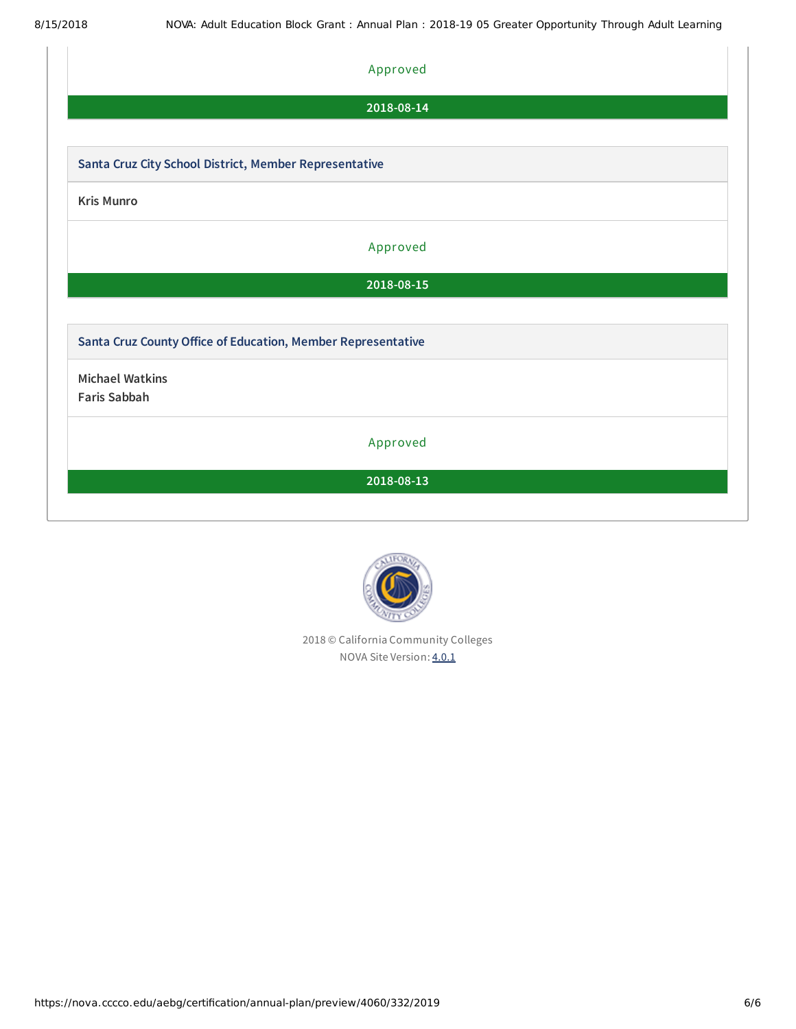Approved

**2018-08-14**

**Santa Cruz City School District, Member Representative**

**Kris Munro**

Approved

**2018-08-15**

**Santa Cruz County Office of Education, Member Representative**

**Michael Watkins**
**Faris Sabbah**

Approved

**2018-08-13**

2018 © California Community Colleges
NOVA Site Version: 4.0.1